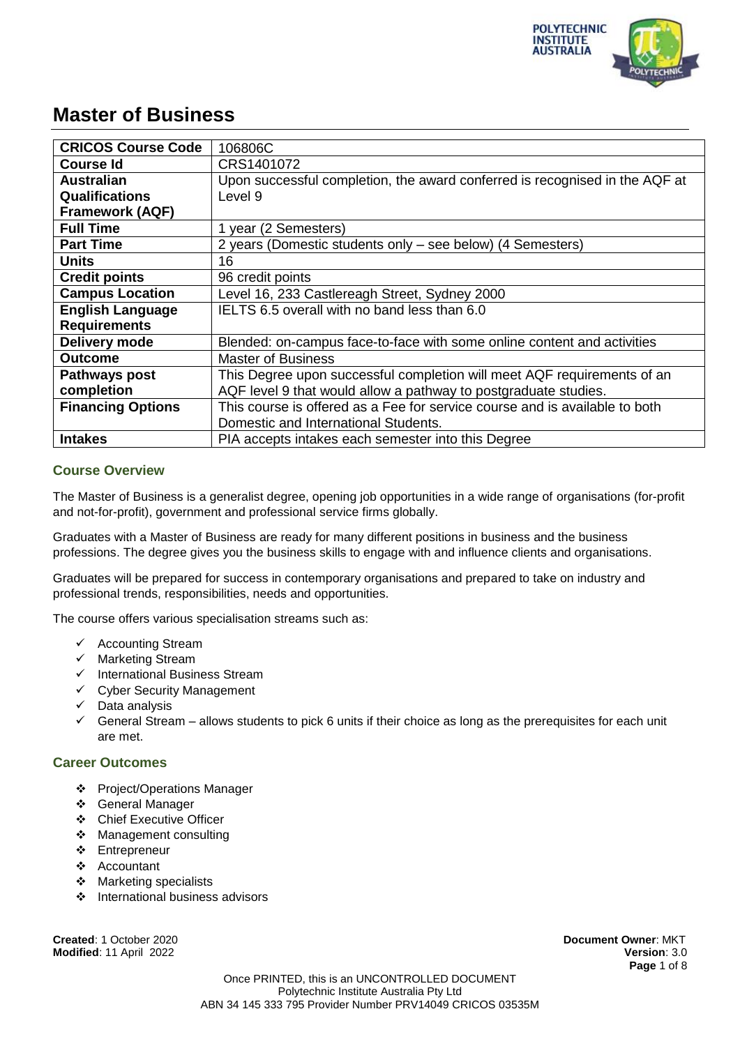# Master of Business

| CRICOS Course Code | 106806C |
|---|---|
| **Course Id** | CRS1401072 |
| **Australian Qualifications Framework (AQF)** | Upon successful completion, the award conferred is recognised in the AQF at Level 9 |
| **Full Time** | 1 year (2 Semesters) |
| **Part Time** | 2 years (Domestic students only – see below) (4 Semesters) |
| **Units** | 16 |
| **Credit points** | 96 credit points |
| **Campus Location** | Level 16, 233 Castlereagh Street, Sydney 2000 |
| **English Language Requirements** | IELTS 6.5 overall with no band less than 6.0 |
| **Delivery mode** | Blended: on-campus face-to-face with some online content and activities |
| **Outcome** | Master of Business |
| **Pathways post completion** | This Degree upon successful completion will meet AQF requirements of an AQF level 9 that would allow a pathway to postgraduate studies. |
| **Financing Options** | This course is offered as a Fee for service course and is available to both Domestic and International Students. |
| **Intakes** | PIA accepts intakes each semester into this Degree |

### Course Overview

The Master of Business is a generalist degree, opening job opportunities in a wide range of organisations (for-profit and not-for-profit), government and professional service firms globally.

Graduates with a Master of Business are ready for many different positions in business and the business professions. The degree gives you the business skills to engage with and influence clients and organisations.

Graduates will be prepared for success in contemporary organisations and prepared to take on industry and professional trends, responsibilities, needs and opportunities.

The course offers various specialisation streams such as:

- ✓ Accounting Stream
- ✓ Marketing Stream
- ✓ International Business Stream
- ✓ Cyber Security Management
- ✓ Data analysis
- ✓ General Stream – allows students to pick 6 units if their choice as long as the prerequisites for each unit are met.

### Career Outcomes

- ❖ Project/Operations Manager
- ❖ General Manager
- ❖ Chief Executive Officer
- ❖ Management consulting
- ❖ Entrepreneur
- ❖ Accountant
- ❖ Marketing specialists
- ❖ International business advisors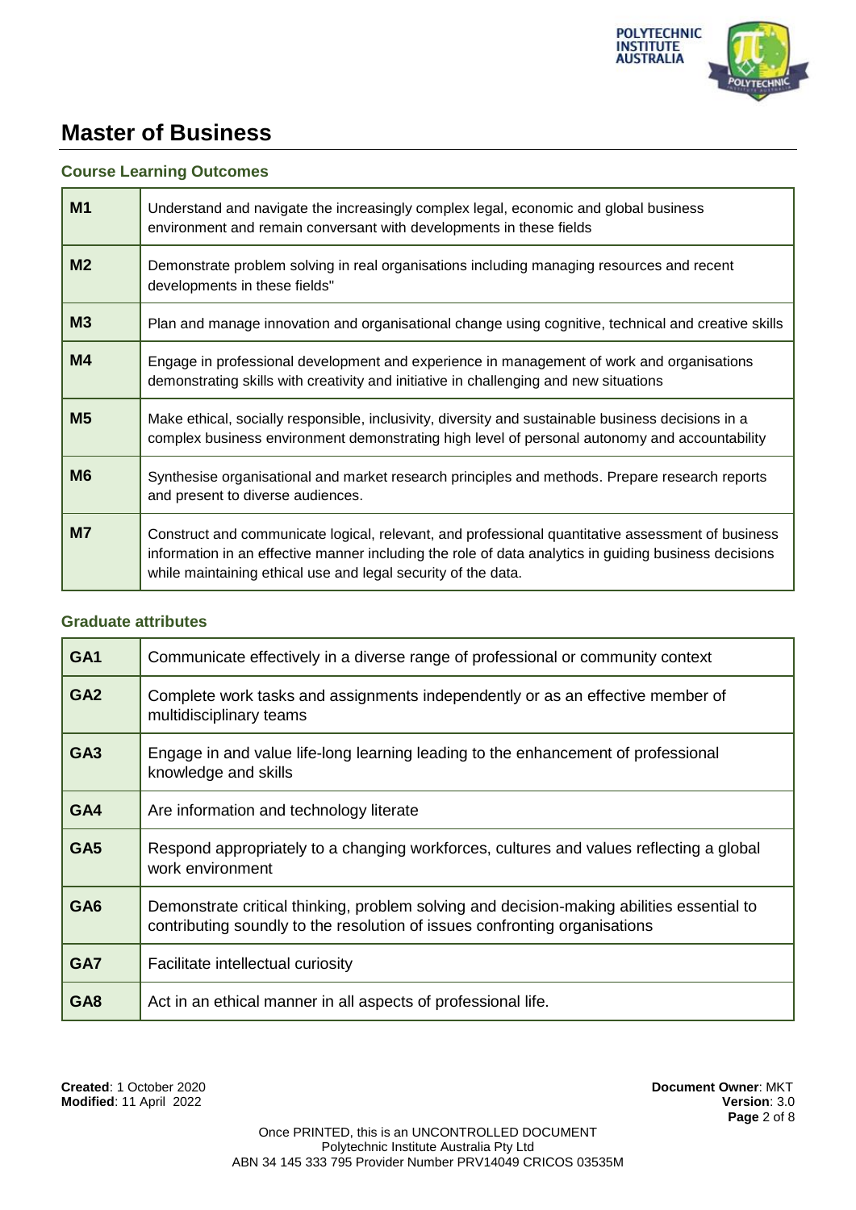# Master of Business

### Course Learning Outcomes

| | |
|---|---|
| **M1** | Understand and navigate the increasingly complex legal, economic and global business environment and remain conversant with developments in these fields |
| **M2** | Demonstrate problem solving in real organisations including managing resources and recent developments in these fields" |
| **M3** | Plan and manage innovation and organisational change using cognitive, technical and creative skills |
| **M4** | Engage in professional development and experience in management of work and organisations demonstrating skills with creativity and initiative in challenging and new situations |
| **M5** | Make ethical, socially responsible, inclusivity, diversity and sustainable business decisions in a complex business environment demonstrating high level of personal autonomy and accountability |
| **M6** | Synthesise organisational and market research principles and methods. Prepare research reports and present to diverse audiences. |
| **M7** | Construct and communicate logical, relevant, and professional quantitative assessment of business information in an effective manner including the role of data analytics in guiding business decisions while maintaining ethical use and legal security of the data. |

### Graduate attributes

| | |
|---|---|
| **GA1** | Communicate effectively in a diverse range of professional or community context |
| **GA2** | Complete work tasks and assignments independently or as an effective member of multidisciplinary teams |
| **GA3** | Engage in and value life-long learning leading to the enhancement of professional knowledge and skills |
| **GA4** | Are information and technology literate |
| **GA5** | Respond appropriately to a changing workforces, cultures and values reflecting a global work environment |
| **GA6** | Demonstrate critical thinking, problem solving and decision-making abilities essential to contributing soundly to the resolution of issues confronting organisations |
| **GA7** | Facilitate intellectual curiosity |
| **GA8** | Act in an ethical manner in all aspects of professional life. |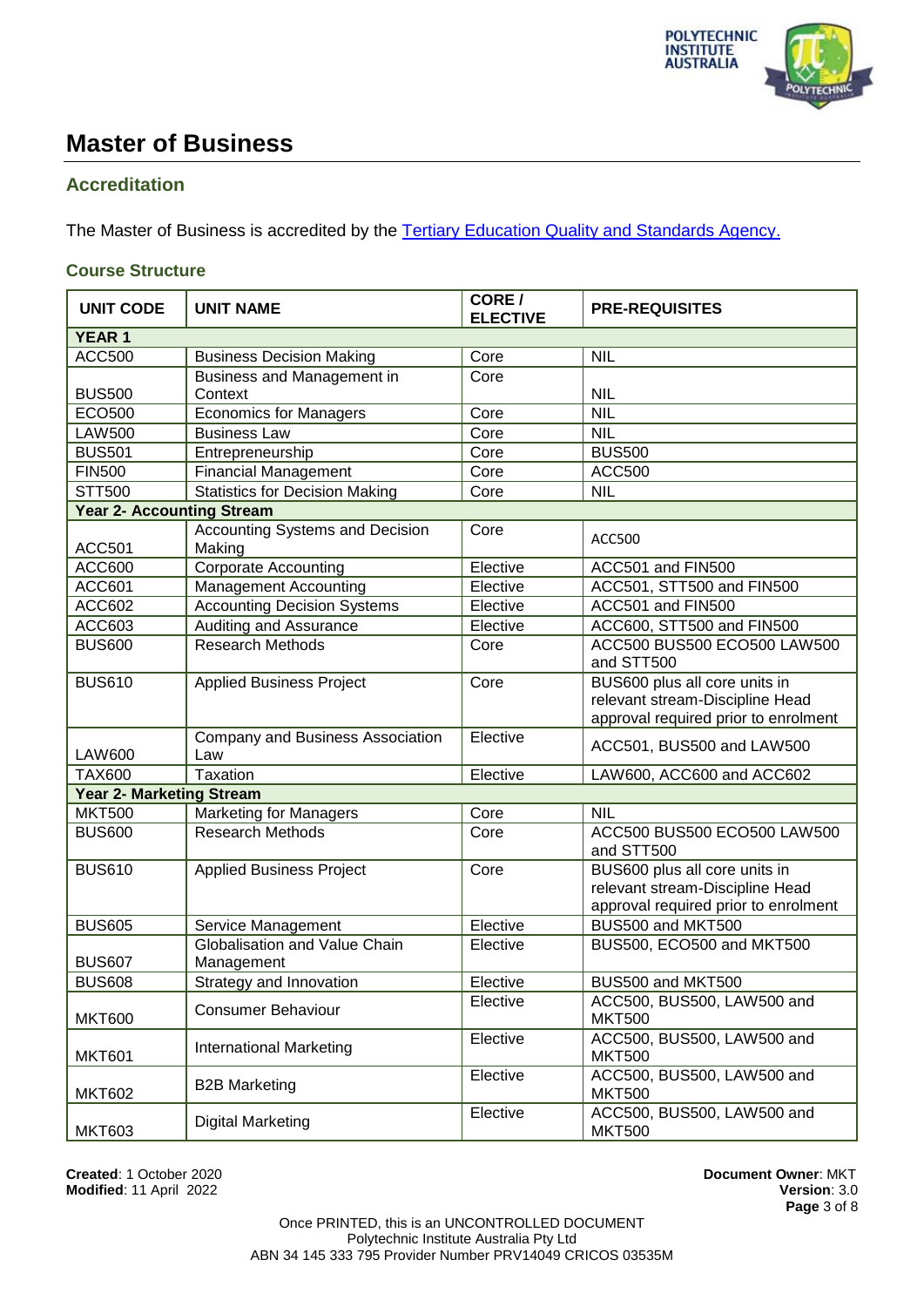# Master of Business

## Accreditation

The Master of Business is accredited by the [Tertiary Education Quality and Standards Agency.](https://www.teqsa.gov.au)

### Course Structure

| UNIT CODE | UNIT NAME | CORE / ELECTIVE | PRE-REQUISITES |
|---|---|---|---|
| **YEAR 1** | | | |
| ACC500 | Business Decision Making | Core | NIL |
| BUS500 | Business and Management in Context | Core | NIL |
| ECO500 | Economics for Managers | Core | NIL |
| LAW500 | Business Law | Core | NIL |
| BUS501 | Entrepreneurship | Core | BUS500 |
| FIN500 | Financial Management | Core | ACC500 |
| STT500 | Statistics for Decision Making | Core | NIL |
| **Year 2- Accounting Stream** | | | |
| ACC501 | Accounting Systems and Decision Making | Core | ACC500 |
| ACC600 | Corporate Accounting | Elective | ACC501 and FIN500 |
| ACC601 | Management Accounting | Elective | ACC501, STT500 and FIN500 |
| ACC602 | Accounting Decision Systems | Elective | ACC501 and FIN500 |
| ACC603 | Auditing and Assurance | Elective | ACC600, STT500 and FIN500 |
| BUS600 | Research Methods | Core | ACC500 BUS500 ECO500 LAW500 and STT500 |
| BUS610 | Applied Business Project | Core | BUS600 plus all core units in relevant stream-Discipline Head approval required prior to enrolment |
| LAW600 | Company and Business Association Law | Elective | ACC501, BUS500 and LAW500 |
| TAX600 | Taxation | Elective | LAW600, ACC600 and ACC602 |
| **Year 2- Marketing Stream** | | | |
| MKT500 | Marketing for Managers | Core | NIL |
| BUS600 | Research Methods | Core | ACC500 BUS500 ECO500 LAW500 and STT500 |
| BUS610 | Applied Business Project | Core | BUS600 plus all core units in relevant stream-Discipline Head approval required prior to enrolment |
| BUS605 | Service Management | Elective | BUS500 and MKT500 |
| BUS607 | Globalisation and Value Chain Management | Elective | BUS500, ECO500 and MKT500 |
| BUS608 | Strategy and Innovation | Elective | BUS500 and MKT500 |
| MKT600 | Consumer Behaviour | Elective | ACC500, BUS500, LAW500 and MKT500 |
| MKT601 | International Marketing | Elective | ACC500, BUS500, LAW500 and MKT500 |
| MKT602 | B2B Marketing | Elective | ACC500, BUS500, LAW500 and MKT500 |
| MKT603 | Digital Marketing | Elective | ACC500, BUS500, LAW500 and MKT500 |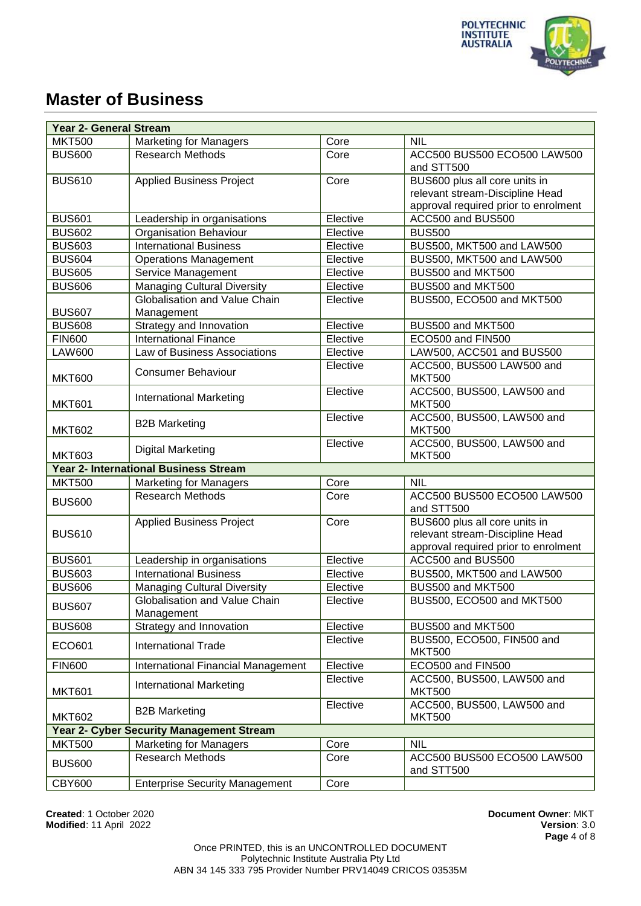# Master of Business

| Year 2- General Stream | | | |
|---|---|---|---|
| MKT500 | Marketing for Managers | Core | NIL |
| BUS600 | Research Methods | Core | ACC500 BUS500 ECO500 LAW500 and STT500 |
| BUS610 | Applied Business Project | Core | BUS600 plus all core units in relevant stream-Discipline Head approval required prior to enrolment |
| BUS601 | Leadership in organisations | Elective | ACC500 and BUS500 |
| BUS602 | Organisation Behaviour | Elective | BUS500 |
| BUS603 | International Business | Elective | BUS500, MKT500 and LAW500 |
| BUS604 | Operations Management | Elective | BUS500, MKT500 and LAW500 |
| BUS605 | Service Management | Elective | BUS500 and MKT500 |
| BUS606 | Managing Cultural Diversity | Elective | BUS500 and MKT500 |
| BUS607 | Globalisation and Value Chain Management | Elective | BUS500, ECO500 and MKT500 |
| BUS608 | Strategy and Innovation | Elective | BUS500 and MKT500 |
| FIN600 | International Finance | Elective | ECO500 and FIN500 |
| LAW600 | Law of Business Associations | Elective | LAW500, ACC501 and BUS500 |
| MKT600 | Consumer Behaviour | Elective | ACC500, BUS500 LAW500 and MKT500 |
| MKT601 | International Marketing | Elective | ACC500, BUS500, LAW500 and MKT500 |
| MKT602 | B2B Marketing | Elective | ACC500, BUS500, LAW500 and MKT500 |
| MKT603 | Digital Marketing | Elective | ACC500, BUS500, LAW500 and MKT500 |
| **Year 2- International Business Stream** | | | |
| MKT500 | Marketing for Managers | Core | NIL |
| BUS600 | Research Methods | Core | ACC500 BUS500 ECO500 LAW500 and STT500 |
| BUS610 | Applied Business Project | Core | BUS600 plus all core units in relevant stream-Discipline Head approval required prior to enrolment |
| BUS601 | Leadership in organisations | Elective | ACC500 and BUS500 |
| BUS603 | International Business | Elective | BUS500, MKT500 and LAW500 |
| BUS606 | Managing Cultural Diversity | Elective | BUS500 and MKT500 |
| BUS607 | Globalisation and Value Chain Management | Elective | BUS500, ECO500 and MKT500 |
| BUS608 | Strategy and Innovation | Elective | BUS500 and MKT500 |
| ECO601 | International Trade | Elective | BUS500, ECO500, FIN500 and MKT500 |
| FIN600 | International Financial Management | Elective | ECO500 and FIN500 |
| MKT601 | International Marketing | Elective | ACC500, BUS500, LAW500 and MKT500 |
| MKT602 | B2B Marketing | Elective | ACC500, BUS500, LAW500 and MKT500 |
| **Year 2- Cyber Security Management Stream** | | | |
| MKT500 | Marketing for Managers | Core | NIL |
| BUS600 | Research Methods | Core | ACC500 BUS500 ECO500 LAW500 and STT500 |
| CBY600 | Enterprise Security Management | Core | |

**Created**: 1 October 2020
**Modified**: 11 April 2022

**Document Owner**: MKT
**Version**: 3.0

Once PRINTED, this is an UNCONTROLLED DOCUMENT
Polytechnic Institute Australia Pty Ltd
ABN 34 145 333 795 Provider Number PRV14049 CRICOS 03535M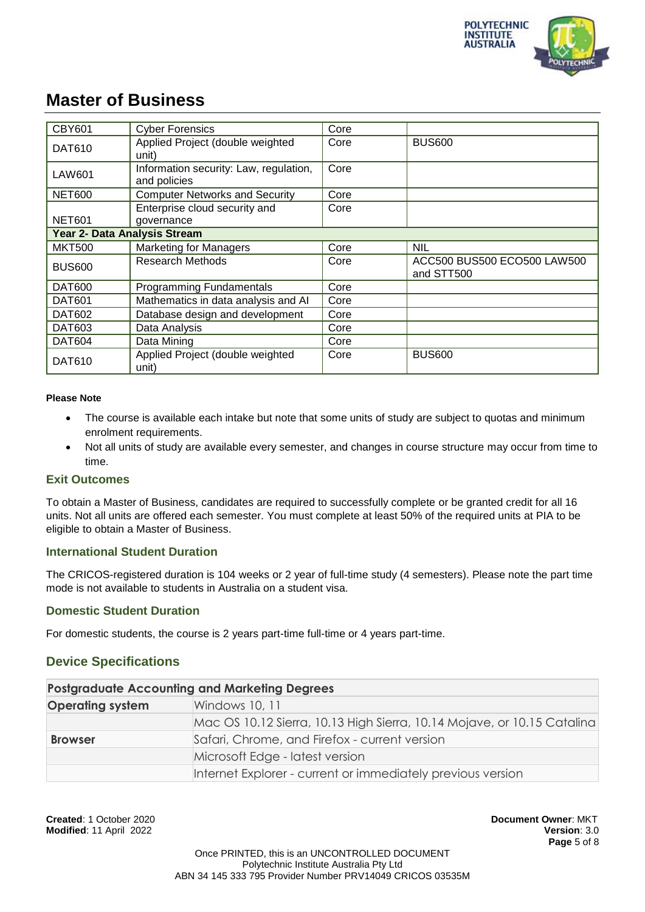# Master of Business

| | | | |
|---|---|---|---|
| CBY601 | Cyber Forensics | Core | |
| DAT610 | Applied Project (double weighted unit) | Core | BUS600 |
| LAW601 | Information security: Law, regulation, and policies | Core | |
| NET600 | Computer Networks and Security | Core | |
| NET601 | Enterprise cloud security and governance | Core | |
| **Year 2- Data Analysis Stream** | | | |
| MKT500 | Marketing for Managers | Core | NIL |
| BUS600 | Research Methods | Core | ACC500 BUS500 ECO500 LAW500 and STT500 |
| DAT600 | Programming Fundamentals | Core | |
| DAT601 | Mathematics in data analysis and AI | Core | |
| DAT602 | Database design and development | Core | |
| DAT603 | Data Analysis | Core | |
| DAT604 | Data Mining | Core | |
| DAT610 | Applied Project (double weighted unit) | Core | BUS600 |

**Please Note**

- The course is available each intake but note that some units of study are subject to quotas and minimum enrolment requirements.
- Not all units of study are available every semester, and changes in course structure may occur from time to time.

### Exit Outcomes

To obtain a Master of Business, candidates are required to successfully complete or be granted credit for all 16 units. Not all units are offered each semester. You must complete at least 50% of the required units at PIA to be eligible to obtain a Master of Business.

### International Student Duration

The CRICOS-registered duration is 104 weeks or 2 year of full-time study (4 semesters). Please note the part time mode is not available to students in Australia on a student visa.

### Domestic Student Duration

For domestic students, the course is 2 years part-time full-time or 4 years part-time.

## Device Specifications

| Postgraduate Accounting and Marketing Degrees | |
|---|---|
| **Operating system** | Windows 10, 11 |
| | Mac OS 10.12 Sierra, 10.13 High Sierra, 10.14 Mojave, or 10.15 Catalina |
| **Browser** | Safari, Chrome, and Firefox - current version |
| | Microsoft Edge - latest version |
| | Internet Explorer - current or immediately previous version |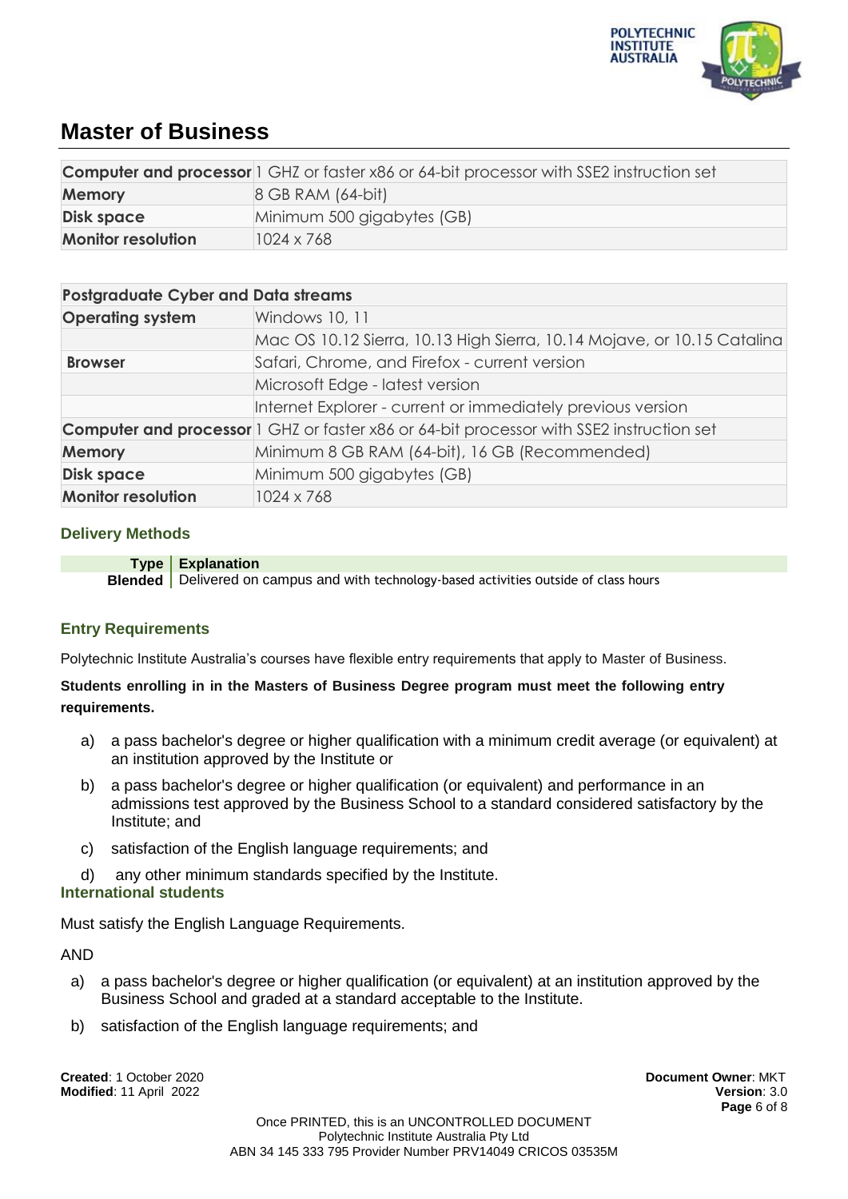# Master of Business

| Computer and processor | 1 GHZ or faster x86 or 64-bit processor with SSE2 instruction set |
|---|---|
| Memory | 8 GB RAM (64-bit) |
| Disk space | Minimum 500 gigabytes (GB) |
| Monitor resolution | 1024 x 768 |

| Postgraduate Cyber and Data streams | |
|---|---|
| Operating system | Windows 10, 11 |
| | Mac OS 10.12 Sierra, 10.13 High Sierra, 10.14 Mojave, or 10.15 Catalina |
| Browser | Safari, Chrome, and Firefox - current version |
| | Microsoft Edge - latest version |
| | Internet Explorer - current or immediately previous version |
| Computer and processor | 1 GHZ or faster x86 or 64-bit processor with SSE2 instruction set |
| Memory | Minimum 8 GB RAM (64-bit), 16 GB (Recommended) |
| Disk space | Minimum 500 gigabytes (GB) |
| Monitor resolution | 1024 x 768 |

### Delivery Methods

| Type | Explanation |
|---|---|
| Blended | Delivered on campus and with technology-based activities outside of class hours |

### Entry Requirements

Polytechnic Institute Australia's courses have flexible entry requirements that apply to Master of Business.

**Students enrolling in in the Masters of Business Degree program must meet the following entry requirements.**

a) a pass bachelor's degree or higher qualification with a minimum credit average (or equivalent) at an institution approved by the Institute or

b) a pass bachelor's degree or higher qualification (or equivalent) and performance in an admissions test approved by the Business School to a standard considered satisfactory by the Institute; and

c) satisfaction of the English language requirements; and

d) any other minimum standards specified by the Institute.

### International students

Must satisfy the English Language Requirements.

AND

a) a pass bachelor's degree or higher qualification (or equivalent) at an institution approved by the Business School and graded at a standard acceptable to the Institute.

b) satisfaction of the English language requirements; and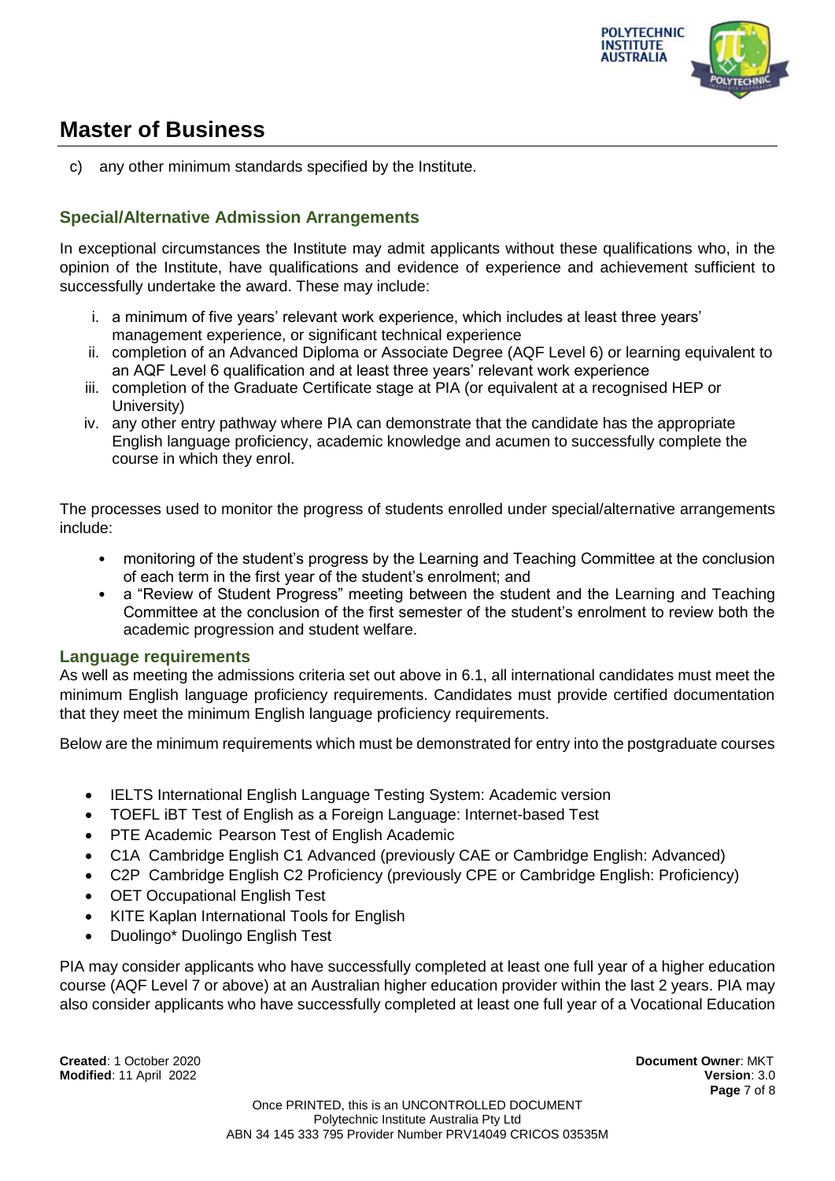c) any other minimum standards specified by the Institute.

### Special/Alternative Admission Arrangements

In exceptional circumstances the Institute may admit applicants without these qualifications who, in the opinion of the Institute, have qualifications and evidence of experience and achievement sufficient to successfully undertake the award. These may include:

i. a minimum of five years' relevant work experience, which includes at least three years' management experience, or significant technical experience
ii. completion of an Advanced Diploma or Associate Degree (AQF Level 6) or learning equivalent to an AQF Level 6 qualification and at least three years' relevant work experience
iii. completion of the Graduate Certificate stage at PIA (or equivalent at a recognised HEP or University)
iv. any other entry pathway where PIA can demonstrate that the candidate has the appropriate English language proficiency, academic knowledge and acumen to successfully complete the course in which they enrol.

The processes used to monitor the progress of students enrolled under special/alternative arrangements include:

- monitoring of the student's progress by the Learning and Teaching Committee at the conclusion of each term in the first year of the student's enrolment; and
- a "Review of Student Progress" meeting between the student and the Learning and Teaching Committee at the conclusion of the first semester of the student's enrolment to review both the academic progression and student welfare.

### Language requirements

As well as meeting the admissions criteria set out above in 6.1, all international candidates must meet the minimum English language proficiency requirements. Candidates must provide certified documentation that they meet the minimum English language proficiency requirements.

Below are the minimum requirements which must be demonstrated for entry into the postgraduate courses

- IELTS International English Language Testing System: Academic version
- TOEFL iBT Test of English as a Foreign Language: Internet-based Test
- PTE Academic Pearson Test of English Academic
- C1A Cambridge English C1 Advanced (previously CAE or Cambridge English: Advanced)
- C2P Cambridge English C2 Proficiency (previously CPE or Cambridge English: Proficiency)
- OET Occupational English Test
- KITE Kaplan International Tools for English
- Duolingo* Duolingo English Test

PIA may consider applicants who have successfully completed at least one full year of a higher education course (AQF Level 7 or above) at an Australian higher education provider within the last 2 years. PIA may also consider applicants who have successfully completed at least one full year of a Vocational Education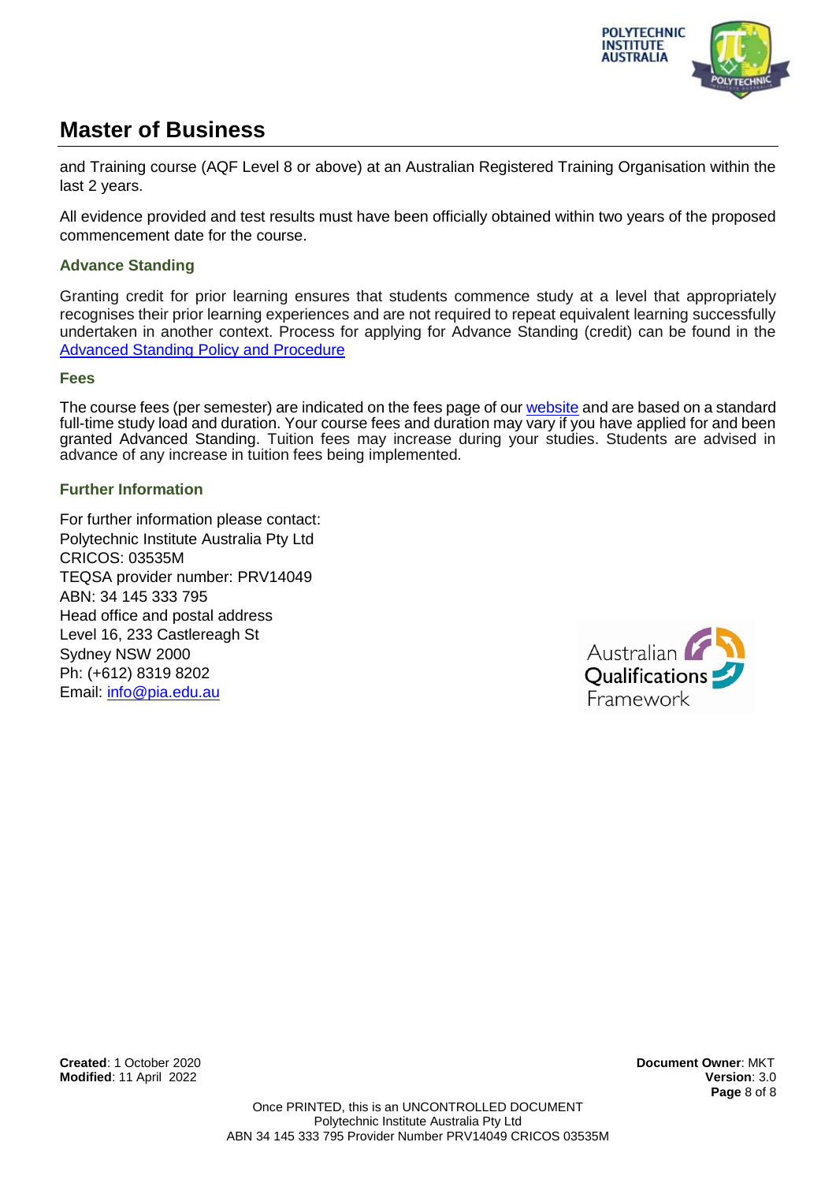and Training course (AQF Level 8 or above) at an Australian Registered Training Organisation within the last 2 years.

All evidence provided and test results must have been officially obtained within two years of the proposed commencement date for the course.

### Advance Standing

Granting credit for prior learning ensures that students commence study at a level that appropriately recognises their prior learning experiences and are not required to repeat equivalent learning successfully undertaken in another context. Process for applying for Advance Standing (credit) can be found in the Advanced Standing Policy and Procedure

### Fees

The course fees (per semester) are indicated on the fees page of our website and are based on a standard full-time study load and duration. Your course fees and duration may vary if you have applied for and been granted Advanced Standing. Tuition fees may increase during your studies. Students are advised in advance of any increase in tuition fees being implemented.

### Further Information

For further information please contact:
Polytechnic Institute Australia Pty Ltd
CRICOS: 03535M
TEQSA provider number: PRV14049
ABN: 34 145 333 795
Head office and postal address
Level 16, 233 Castlereagh St
Sydney NSW 2000
Ph: (+612) 8319 8202
Email: info@pia.edu.au